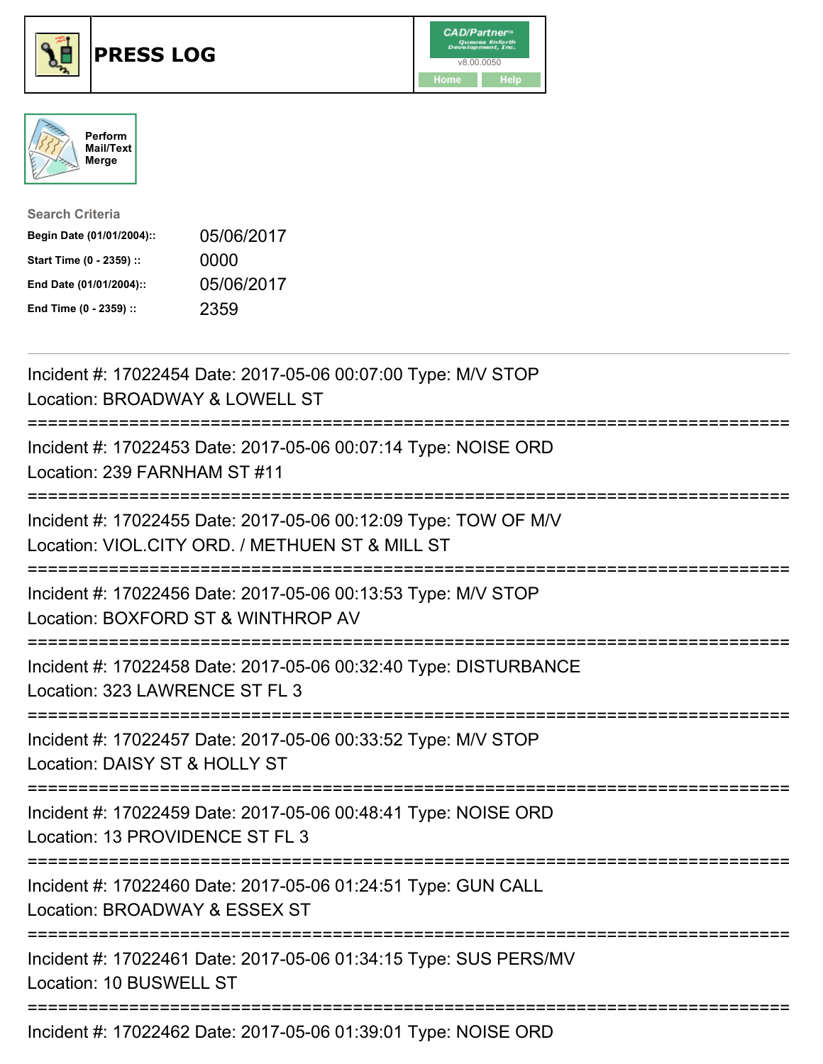# PRESS LOG

CAD/Partner™ Queues Enforth Development, Inc.
v8.00.0050
Home Help

Perform Mail/Text Merge

**Search Criteria**

| | |
|---|---|
| **Begin Date (01/01/2004)::** | 05/06/2017 |
| **Start Time (0 - 2359) ::** | 0000 |
| **End Date (01/01/2004)::** | 05/06/2017 |
| **End Time (0 - 2359) ::** | 2359 |

---

Incident #: 17022454 Date: 2017-05-06 00:07:00 Type: M/V STOP
Location: BROADWAY & LOWELL ST

===========================================================================

Incident #: 17022453 Date: 2017-05-06 00:07:14 Type: NOISE ORD
Location: 239 FARNHAM ST #11

===========================================================================

Incident #: 17022455 Date: 2017-05-06 00:12:09 Type: TOW OF M/V
Location: VIOL.CITY ORD. / METHUEN ST & MILL ST

===========================================================================

Incident #: 17022456 Date: 2017-05-06 00:13:53 Type: M/V STOP
Location: BOXFORD ST & WINTHROP AV

===========================================================================

Incident #: 17022458 Date: 2017-05-06 00:32:40 Type: DISTURBANCE
Location: 323 LAWRENCE ST FL 3

===========================================================================

Incident #: 17022457 Date: 2017-05-06 00:33:52 Type: M/V STOP
Location: DAISY ST & HOLLY ST

===========================================================================

Incident #: 17022459 Date: 2017-05-06 00:48:41 Type: NOISE ORD
Location: 13 PROVIDENCE ST FL 3

===========================================================================

Incident #: 17022460 Date: 2017-05-06 01:24:51 Type: GUN CALL
Location: BROADWAY & ESSEX ST

===========================================================================

Incident #: 17022461 Date: 2017-05-06 01:34:15 Type: SUS PERS/MV
Location: 10 BUSWELL ST

===========================================================================

Incident #: 17022462 Date: 2017-05-06 01:39:01 Type: NOISE ORD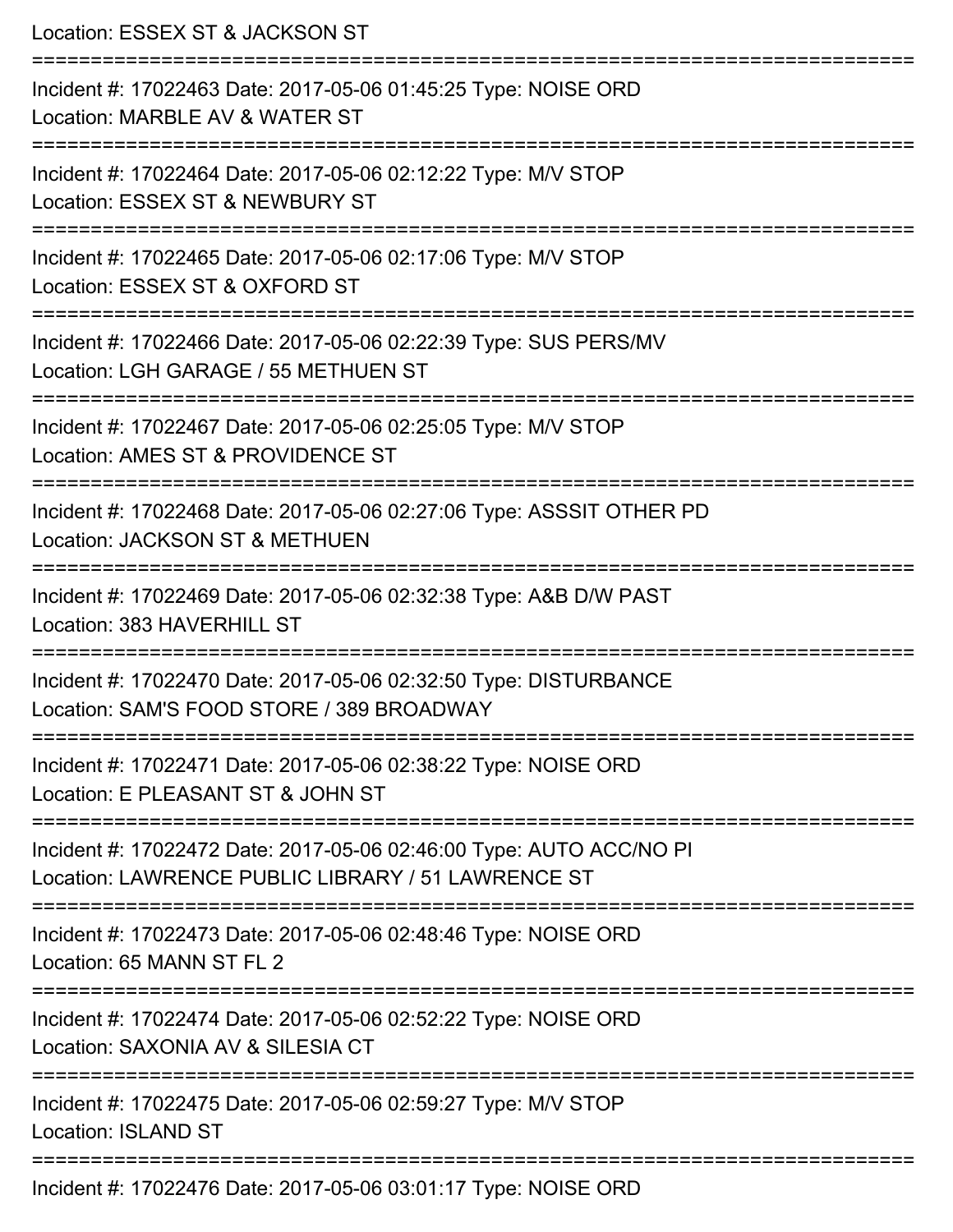Location: ESSEX ST & JACKSON ST

===========================================================================

Incident #: 17022463 Date: 2017-05-06 01:45:25 Type: NOISE ORD
Location: MARBLE AV & WATER ST

===========================================================================

Incident #: 17022464 Date: 2017-05-06 02:12:22 Type: M/V STOP
Location: ESSEX ST & NEWBURY ST

===========================================================================

Incident #: 17022465 Date: 2017-05-06 02:17:06 Type: M/V STOP
Location: ESSEX ST & OXFORD ST

===========================================================================

Incident #: 17022466 Date: 2017-05-06 02:22:39 Type: SUS PERS/MV
Location: LGH GARAGE / 55 METHUEN ST

===========================================================================

Incident #: 17022467 Date: 2017-05-06 02:25:05 Type: M/V STOP
Location: AMES ST & PROVIDENCE ST

===========================================================================

Incident #: 17022468 Date: 2017-05-06 02:27:06 Type: ASSSIT OTHER PD
Location: JACKSON ST & METHUEN

===========================================================================

Incident #: 17022469 Date: 2017-05-06 02:32:38 Type: A&B D/W PAST
Location: 383 HAVERHILL ST

===========================================================================

Incident #: 17022470 Date: 2017-05-06 02:32:50 Type: DISTURBANCE
Location: SAM'S FOOD STORE / 389 BROADWAY

===========================================================================

Incident #: 17022471 Date: 2017-05-06 02:38:22 Type: NOISE ORD
Location: E PLEASANT ST & JOHN ST

===========================================================================

Incident #: 17022472 Date: 2017-05-06 02:46:00 Type: AUTO ACC/NO PI
Location: LAWRENCE PUBLIC LIBRARY / 51 LAWRENCE ST

===========================================================================

Incident #: 17022473 Date: 2017-05-06 02:48:46 Type: NOISE ORD
Location: 65 MANN ST FL 2

===========================================================================

Incident #: 17022474 Date: 2017-05-06 02:52:22 Type: NOISE ORD
Location: SAXONIA AV & SILESIA CT

===========================================================================

Incident #: 17022475 Date: 2017-05-06 02:59:27 Type: M/V STOP
Location: ISLAND ST

===========================================================================

Incident #: 17022476 Date: 2017-05-06 03:01:17 Type: NOISE ORD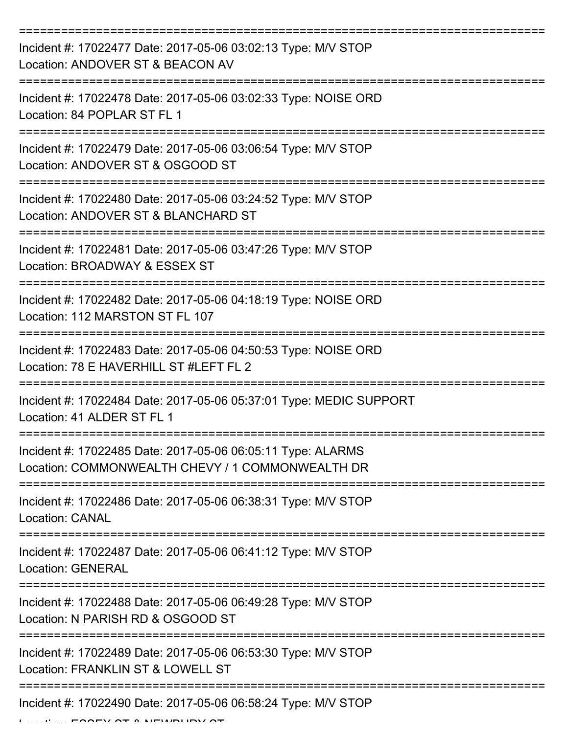===========================================================================

Incident #: 17022477 Date: 2017-05-06 03:02:13 Type: M/V STOP
Location: ANDOVER ST & BEACON AV

===========================================================================

Incident #: 17022478 Date: 2017-05-06 03:02:33 Type: NOISE ORD
Location: 84 POPLAR ST FL 1

===========================================================================

Incident #: 17022479 Date: 2017-05-06 03:06:54 Type: M/V STOP
Location: ANDOVER ST & OSGOOD ST

===========================================================================

Incident #: 17022480 Date: 2017-05-06 03:24:52 Type: M/V STOP
Location: ANDOVER ST & BLANCHARD ST

===========================================================================

Incident #: 17022481 Date: 2017-05-06 03:47:26 Type: M/V STOP
Location: BROADWAY & ESSEX ST

===========================================================================

Incident #: 17022482 Date: 2017-05-06 04:18:19 Type: NOISE ORD
Location: 112 MARSTON ST FL 107

===========================================================================

Incident #: 17022483 Date: 2017-05-06 04:50:53 Type: NOISE ORD
Location: 78 E HAVERHILL ST #LEFT FL 2

===========================================================================

Incident #: 17022484 Date: 2017-05-06 05:37:01 Type: MEDIC SUPPORT
Location: 41 ALDER ST FL 1

===========================================================================

Incident #: 17022485 Date: 2017-05-06 06:05:11 Type: ALARMS
Location: COMMONWEALTH CHEVY / 1 COMMONWEALTH DR

===========================================================================

Incident #: 17022486 Date: 2017-05-06 06:38:31 Type: M/V STOP
Location: CANAL

===========================================================================

Incident #: 17022487 Date: 2017-05-06 06:41:12 Type: M/V STOP
Location: GENERAL

===========================================================================

Incident #: 17022488 Date: 2017-05-06 06:49:28 Type: M/V STOP
Location: N PARISH RD & OSGOOD ST

===========================================================================

Incident #: 17022489 Date: 2017-05-06 06:53:30 Type: M/V STOP
Location: FRANKLIN ST & LOWELL ST

===========================================================================

Incident #: 17022490 Date: 2017-05-06 06:58:24 Type: M/V STOP
Location: ESSEX ST & NEWBURY ST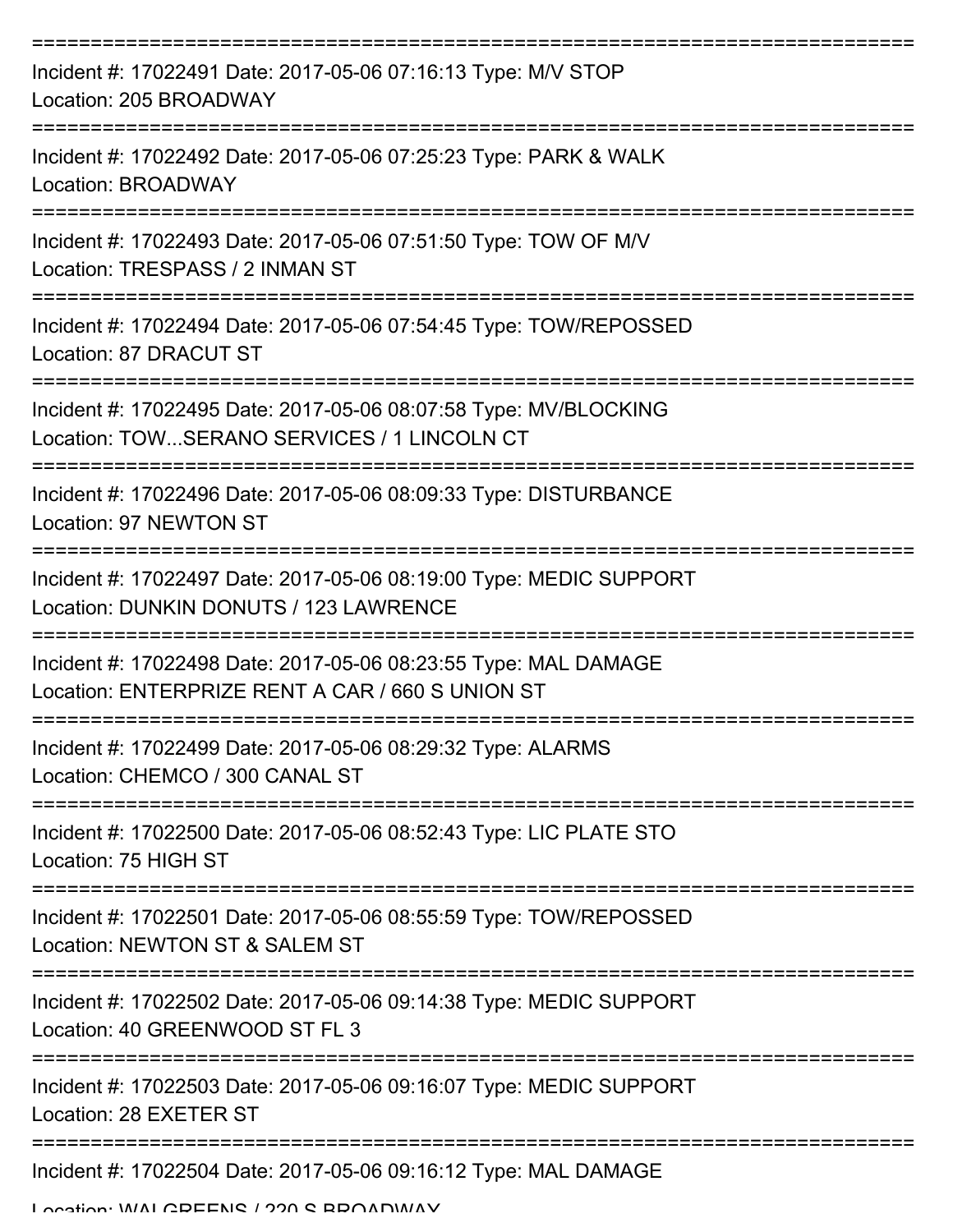===========================================================================

Incident #: 17022491 Date: 2017-05-06 07:16:13 Type: M/V STOP
Location: 205 BROADWAY

===========================================================================

Incident #: 17022492 Date: 2017-05-06 07:25:23 Type: PARK & WALK
Location: BROADWAY

===========================================================================

Incident #: 17022493 Date: 2017-05-06 07:51:50 Type: TOW OF M/V
Location: TRESPASS / 2 INMAN ST

===========================================================================

Incident #: 17022494 Date: 2017-05-06 07:54:45 Type: TOW/REPOSSED
Location: 87 DRACUT ST

===========================================================================

Incident #: 17022495 Date: 2017-05-06 08:07:58 Type: MV/BLOCKING
Location: TOW...SERANO SERVICES / 1 LINCOLN CT

===========================================================================

Incident #: 17022496 Date: 2017-05-06 08:09:33 Type: DISTURBANCE
Location: 97 NEWTON ST

===========================================================================

Incident #: 17022497 Date: 2017-05-06 08:19:00 Type: MEDIC SUPPORT
Location: DUNKIN DONUTS / 123 LAWRENCE

===========================================================================

Incident #: 17022498 Date: 2017-05-06 08:23:55 Type: MAL DAMAGE
Location: ENTERPRIZE RENT A CAR / 660 S UNION ST

===========================================================================

Incident #: 17022499 Date: 2017-05-06 08:29:32 Type: ALARMS
Location: CHEMCO / 300 CANAL ST

===========================================================================

Incident #: 17022500 Date: 2017-05-06 08:52:43 Type: LIC PLATE STO
Location: 75 HIGH ST

===========================================================================

Incident #: 17022501 Date: 2017-05-06 08:55:59 Type: TOW/REPOSSED
Location: NEWTON ST & SALEM ST

===========================================================================

Incident #: 17022502 Date: 2017-05-06 09:14:38 Type: MEDIC SUPPORT
Location: 40 GREENWOOD ST FL 3

===========================================================================

Incident #: 17022503 Date: 2017-05-06 09:16:07 Type: MEDIC SUPPORT
Location: 28 EXETER ST

===========================================================================

Incident #: 17022504 Date: 2017-05-06 09:16:12 Type: MAL DAMAGE
Location: WALGREENS / 220 S BROADWAY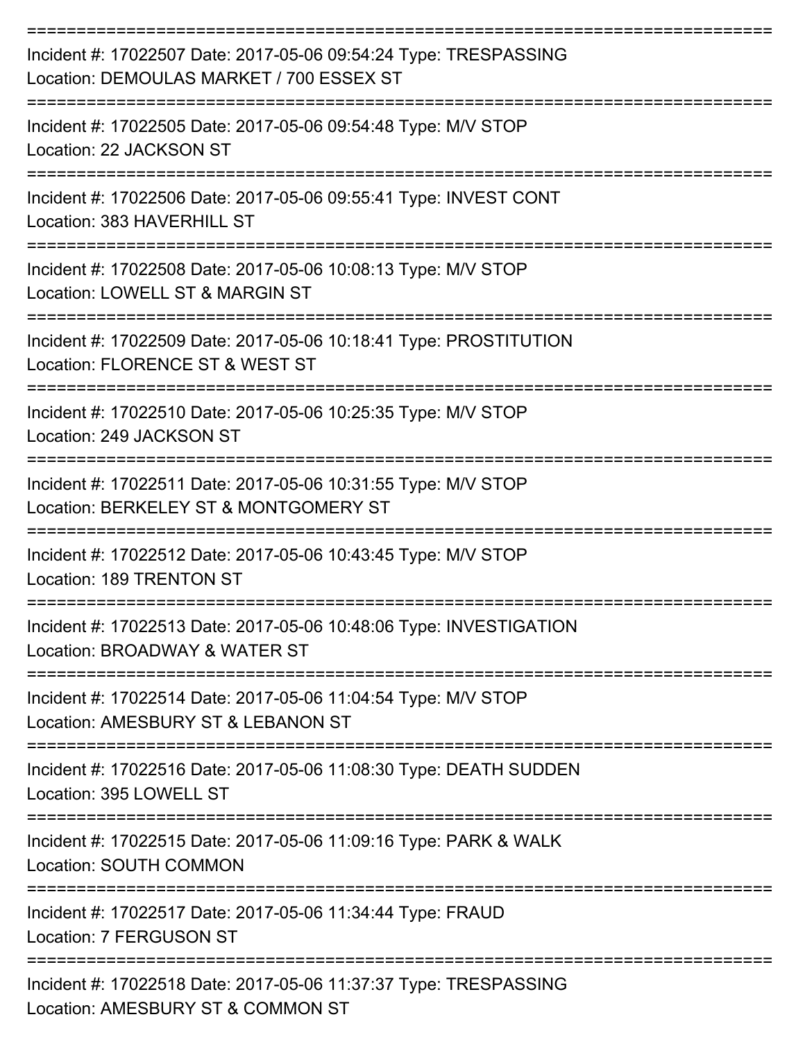===========================================================================

Incident #: 17022507 Date: 2017-05-06 09:54:24 Type: TRESPASSING
Location: DEMOULAS MARKET / 700 ESSEX ST

===========================================================================

Incident #: 17022505 Date: 2017-05-06 09:54:48 Type: M/V STOP
Location: 22 JACKSON ST

===========================================================================

Incident #: 17022506 Date: 2017-05-06 09:55:41 Type: INVEST CONT
Location: 383 HAVERHILL ST

===========================================================================

Incident #: 17022508 Date: 2017-05-06 10:08:13 Type: M/V STOP
Location: LOWELL ST & MARGIN ST

===========================================================================

Incident #: 17022509 Date: 2017-05-06 10:18:41 Type: PROSTITUTION
Location: FLORENCE ST & WEST ST

===========================================================================

Incident #: 17022510 Date: 2017-05-06 10:25:35 Type: M/V STOP
Location: 249 JACKSON ST

===========================================================================

Incident #: 17022511 Date: 2017-05-06 10:31:55 Type: M/V STOP
Location: BERKELEY ST & MONTGOMERY ST

===========================================================================

Incident #: 17022512 Date: 2017-05-06 10:43:45 Type: M/V STOP
Location: 189 TRENTON ST

===========================================================================

Incident #: 17022513 Date: 2017-05-06 10:48:06 Type: INVESTIGATION
Location: BROADWAY & WATER ST

===========================================================================

Incident #: 17022514 Date: 2017-05-06 11:04:54 Type: M/V STOP
Location: AMESBURY ST & LEBANON ST

===========================================================================

Incident #: 17022516 Date: 2017-05-06 11:08:30 Type: DEATH SUDDEN
Location: 395 LOWELL ST

===========================================================================

Incident #: 17022515 Date: 2017-05-06 11:09:16 Type: PARK & WALK
Location: SOUTH COMMON

===========================================================================

Incident #: 17022517 Date: 2017-05-06 11:34:44 Type: FRAUD
Location: 7 FERGUSON ST

===========================================================================

Incident #: 17022518 Date: 2017-05-06 11:37:37 Type: TRESPASSING
Location: AMESBURY ST & COMMON ST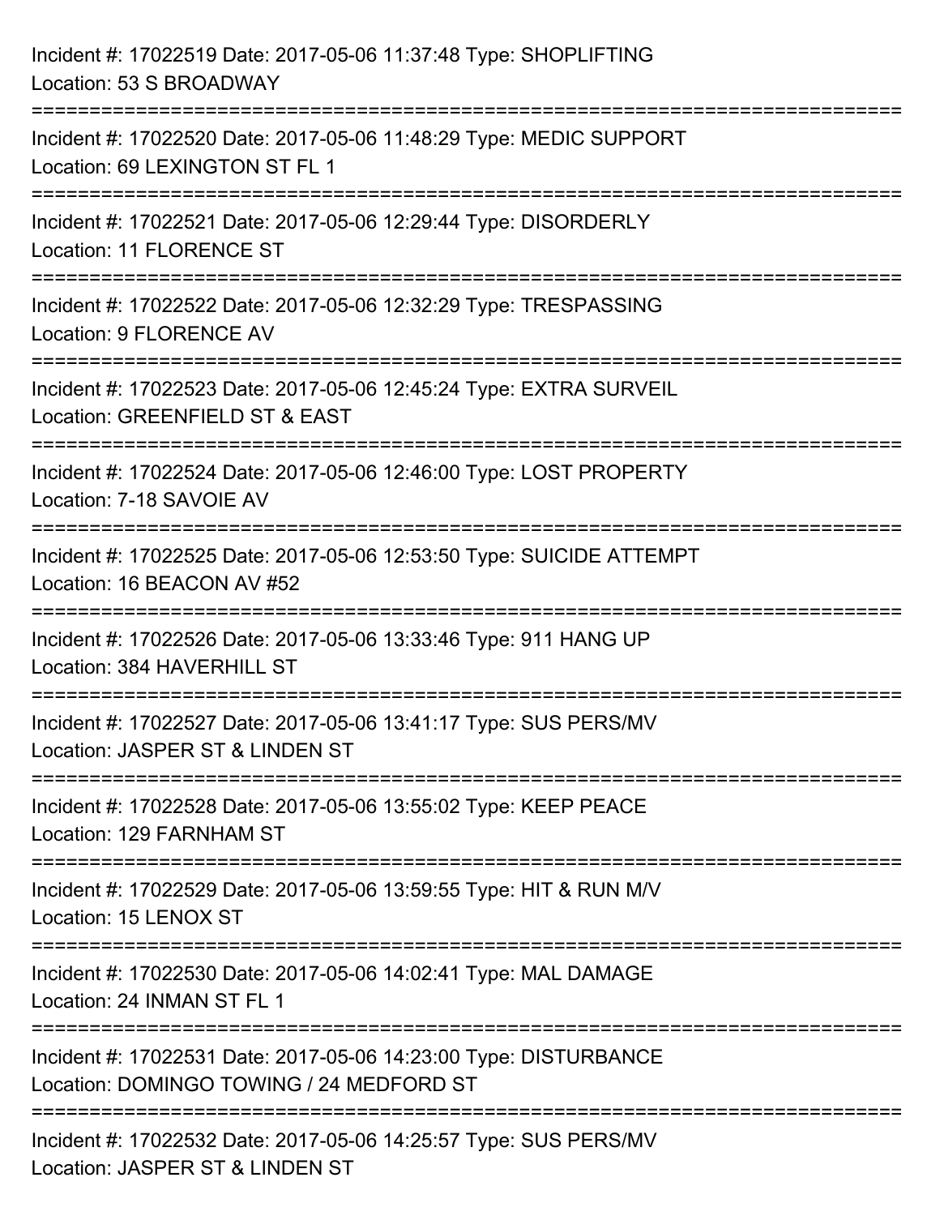Incident #: 17022519 Date: 2017-05-06 11:37:48 Type: SHOPLIFTING
Location: 53 S BROADWAY

===========================================================================

Incident #: 17022520 Date: 2017-05-06 11:48:29 Type: MEDIC SUPPORT
Location: 69 LEXINGTON ST FL 1

===========================================================================

Incident #: 17022521 Date: 2017-05-06 12:29:44 Type: DISORDERLY
Location: 11 FLORENCE ST

===========================================================================

Incident #: 17022522 Date: 2017-05-06 12:32:29 Type: TRESPASSING
Location: 9 FLORENCE AV

===========================================================================

Incident #: 17022523 Date: 2017-05-06 12:45:24 Type: EXTRA SURVEIL
Location: GREENFIELD ST & EAST

===========================================================================

Incident #: 17022524 Date: 2017-05-06 12:46:00 Type: LOST PROPERTY
Location: 7-18 SAVOIE AV

===========================================================================

Incident #: 17022525 Date: 2017-05-06 12:53:50 Type: SUICIDE ATTEMPT
Location: 16 BEACON AV #52

===========================================================================

Incident #: 17022526 Date: 2017-05-06 13:33:46 Type: 911 HANG UP
Location: 384 HAVERHILL ST

===========================================================================

Incident #: 17022527 Date: 2017-05-06 13:41:17 Type: SUS PERS/MV
Location: JASPER ST & LINDEN ST

===========================================================================

Incident #: 17022528 Date: 2017-05-06 13:55:02 Type: KEEP PEACE
Location: 129 FARNHAM ST

===========================================================================

Incident #: 17022529 Date: 2017-05-06 13:59:55 Type: HIT & RUN M/V
Location: 15 LENOX ST

===========================================================================

Incident #: 17022530 Date: 2017-05-06 14:02:41 Type: MAL DAMAGE
Location: 24 INMAN ST FL 1

===========================================================================

Incident #: 17022531 Date: 2017-05-06 14:23:00 Type: DISTURBANCE
Location: DOMINGO TOWING / 24 MEDFORD ST

===========================================================================

Incident #: 17022532 Date: 2017-05-06 14:25:57 Type: SUS PERS/MV
Location: JASPER ST & LINDEN ST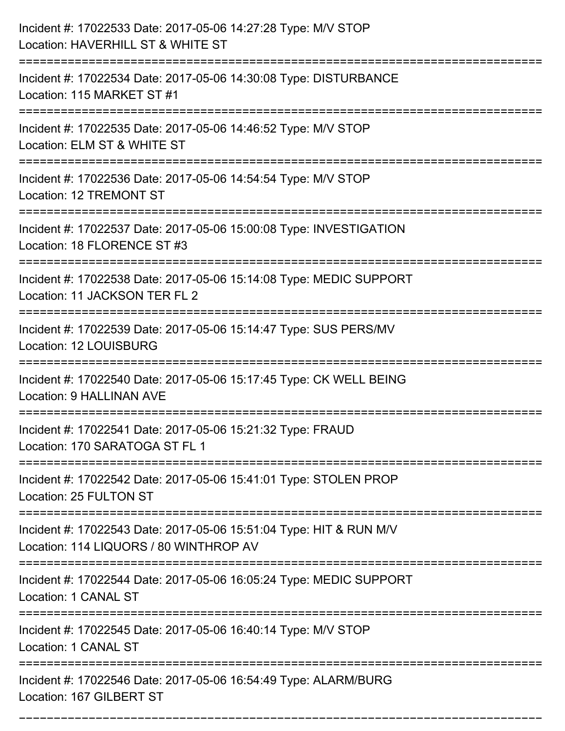Incident #: 17022533 Date: 2017-05-06 14:27:28 Type: M/V STOP
Location: HAVERHILL ST & WHITE ST

===========================================================================

Incident #: 17022534 Date: 2017-05-06 14:30:08 Type: DISTURBANCE
Location: 115 MARKET ST #1

===========================================================================

Incident #: 17022535 Date: 2017-05-06 14:46:52 Type: M/V STOP
Location: ELM ST & WHITE ST

===========================================================================

Incident #: 17022536 Date: 2017-05-06 14:54:54 Type: M/V STOP
Location: 12 TREMONT ST

===========================================================================

Incident #: 17022537 Date: 2017-05-06 15:00:08 Type: INVESTIGATION
Location: 18 FLORENCE ST #3

===========================================================================

Incident #: 17022538 Date: 2017-05-06 15:14:08 Type: MEDIC SUPPORT
Location: 11 JACKSON TER FL 2

===========================================================================

Incident #: 17022539 Date: 2017-05-06 15:14:47 Type: SUS PERS/MV
Location: 12 LOUISBURG

===========================================================================

Incident #: 17022540 Date: 2017-05-06 15:17:45 Type: CK WELL BEING
Location: 9 HALLINAN AVE

===========================================================================

Incident #: 17022541 Date: 2017-05-06 15:21:32 Type: FRAUD
Location: 170 SARATOGA ST FL 1

===========================================================================

Incident #: 17022542 Date: 2017-05-06 15:41:01 Type: STOLEN PROP
Location: 25 FULTON ST

===========================================================================

Incident #: 17022543 Date: 2017-05-06 15:51:04 Type: HIT & RUN M/V
Location: 114 LIQUORS / 80 WINTHROP AV

===========================================================================

Incident #: 17022544 Date: 2017-05-06 16:05:24 Type: MEDIC SUPPORT
Location: 1 CANAL ST

===========================================================================

Incident #: 17022545 Date: 2017-05-06 16:40:14 Type: M/V STOP
Location: 1 CANAL ST

===========================================================================

Incident #: 17022546 Date: 2017-05-06 16:54:49 Type: ALARM/BURG
Location: 167 GILBERT ST

===========================================================================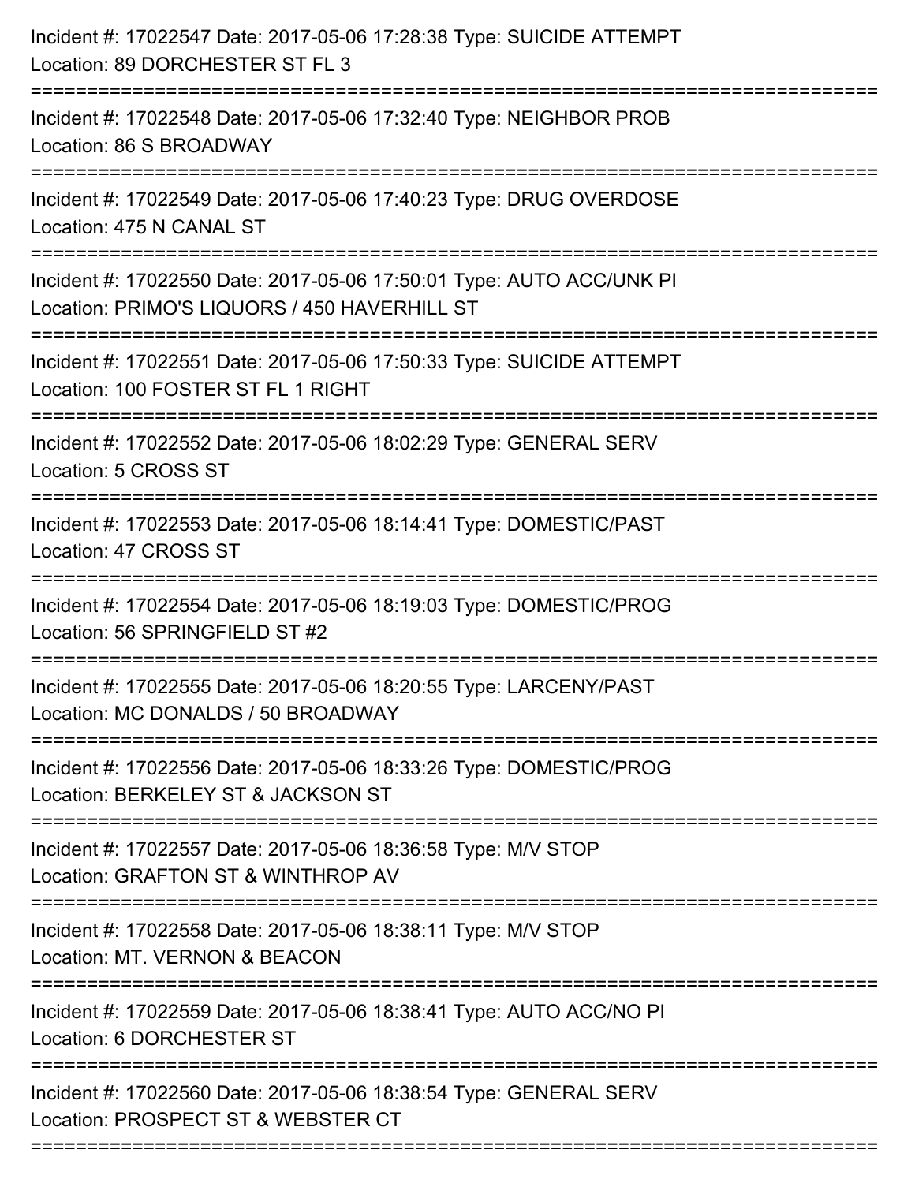Incident #: 17022547 Date: 2017-05-06 17:28:38 Type: SUICIDE ATTEMPT
Location: 89 DORCHESTER ST FL 3

===========================================================================

Incident #: 17022548 Date: 2017-05-06 17:32:40 Type: NEIGHBOR PROB
Location: 86 S BROADWAY

===========================================================================

Incident #: 17022549 Date: 2017-05-06 17:40:23 Type: DRUG OVERDOSE
Location: 475 N CANAL ST

===========================================================================

Incident #: 17022550 Date: 2017-05-06 17:50:01 Type: AUTO ACC/UNK PI
Location: PRIMO'S LIQUORS / 450 HAVERHILL ST

===========================================================================

Incident #: 17022551 Date: 2017-05-06 17:50:33 Type: SUICIDE ATTEMPT
Location: 100 FOSTER ST FL 1 RIGHT

===========================================================================

Incident #: 17022552 Date: 2017-05-06 18:02:29 Type: GENERAL SERV
Location: 5 CROSS ST

===========================================================================

Incident #: 17022553 Date: 2017-05-06 18:14:41 Type: DOMESTIC/PAST
Location: 47 CROSS ST

===========================================================================

Incident #: 17022554 Date: 2017-05-06 18:19:03 Type: DOMESTIC/PROG
Location: 56 SPRINGFIELD ST #2

===========================================================================

Incident #: 17022555 Date: 2017-05-06 18:20:55 Type: LARCENY/PAST
Location: MC DONALDS / 50 BROADWAY

===========================================================================

Incident #: 17022556 Date: 2017-05-06 18:33:26 Type: DOMESTIC/PROG
Location: BERKELEY ST & JACKSON ST

===========================================================================

Incident #: 17022557 Date: 2017-05-06 18:36:58 Type: M/V STOP
Location: GRAFTON ST & WINTHROP AV

===========================================================================

Incident #: 17022558 Date: 2017-05-06 18:38:11 Type: M/V STOP
Location: MT. VERNON & BEACON

===========================================================================

Incident #: 17022559 Date: 2017-05-06 18:38:41 Type: AUTO ACC/NO PI
Location: 6 DORCHESTER ST

===========================================================================

Incident #: 17022560 Date: 2017-05-06 18:38:54 Type: GENERAL SERV
Location: PROSPECT ST & WEBSTER CT

===========================================================================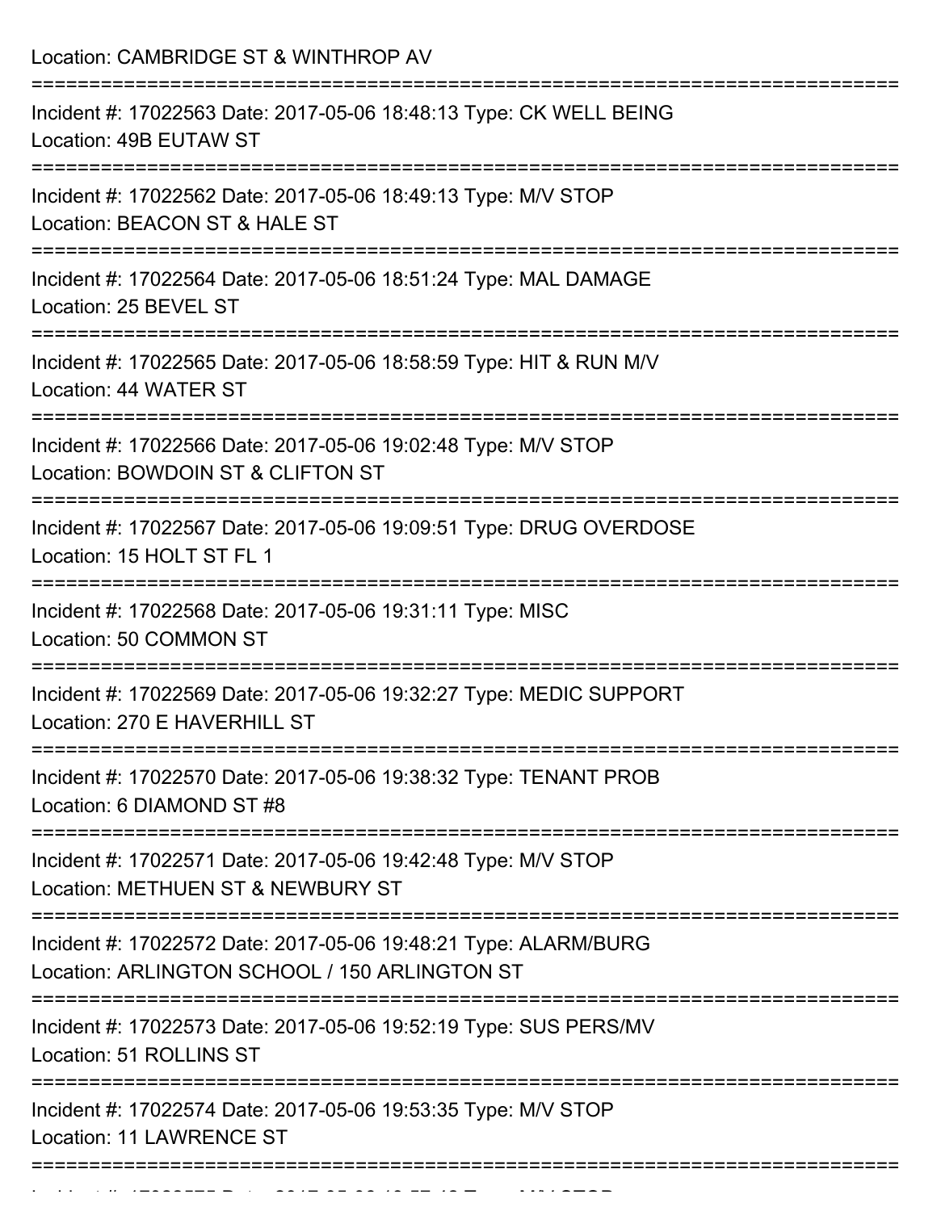Location: CAMBRIDGE ST & WINTHROP AV

===========================================================================

Incident #: 17022563 Date: 2017-05-06 18:48:13 Type: CK WELL BEING
Location: 49B EUTAW ST

===========================================================================

Incident #: 17022562 Date: 2017-05-06 18:49:13 Type: M/V STOP
Location: BEACON ST & HALE ST

===========================================================================

Incident #: 17022564 Date: 2017-05-06 18:51:24 Type: MAL DAMAGE
Location: 25 BEVEL ST

===========================================================================

Incident #: 17022565 Date: 2017-05-06 18:58:59 Type: HIT & RUN M/V
Location: 44 WATER ST

===========================================================================

Incident #: 17022566 Date: 2017-05-06 19:02:48 Type: M/V STOP
Location: BOWDOIN ST & CLIFTON ST

===========================================================================

Incident #: 17022567 Date: 2017-05-06 19:09:51 Type: DRUG OVERDOSE
Location: 15 HOLT ST FL 1

===========================================================================

Incident #: 17022568 Date: 2017-05-06 19:31:11 Type: MISC
Location: 50 COMMON ST

===========================================================================

Incident #: 17022569 Date: 2017-05-06 19:32:27 Type: MEDIC SUPPORT
Location: 270 E HAVERHILL ST

===========================================================================

Incident #: 17022570 Date: 2017-05-06 19:38:32 Type: TENANT PROB
Location: 6 DIAMOND ST #8

===========================================================================

Incident #: 17022571 Date: 2017-05-06 19:42:48 Type: M/V STOP
Location: METHUEN ST & NEWBURY ST

===========================================================================

Incident #: 17022572 Date: 2017-05-06 19:48:21 Type: ALARM/BURG
Location: ARLINGTON SCHOOL / 150 ARLINGTON ST

===========================================================================

Incident #: 17022573 Date: 2017-05-06 19:52:19 Type: SUS PERS/MV
Location: 51 ROLLINS ST

===========================================================================

Incident #: 17022574 Date: 2017-05-06 19:53:35 Type: M/V STOP
Location: 11 LAWRENCE ST

===========================================================================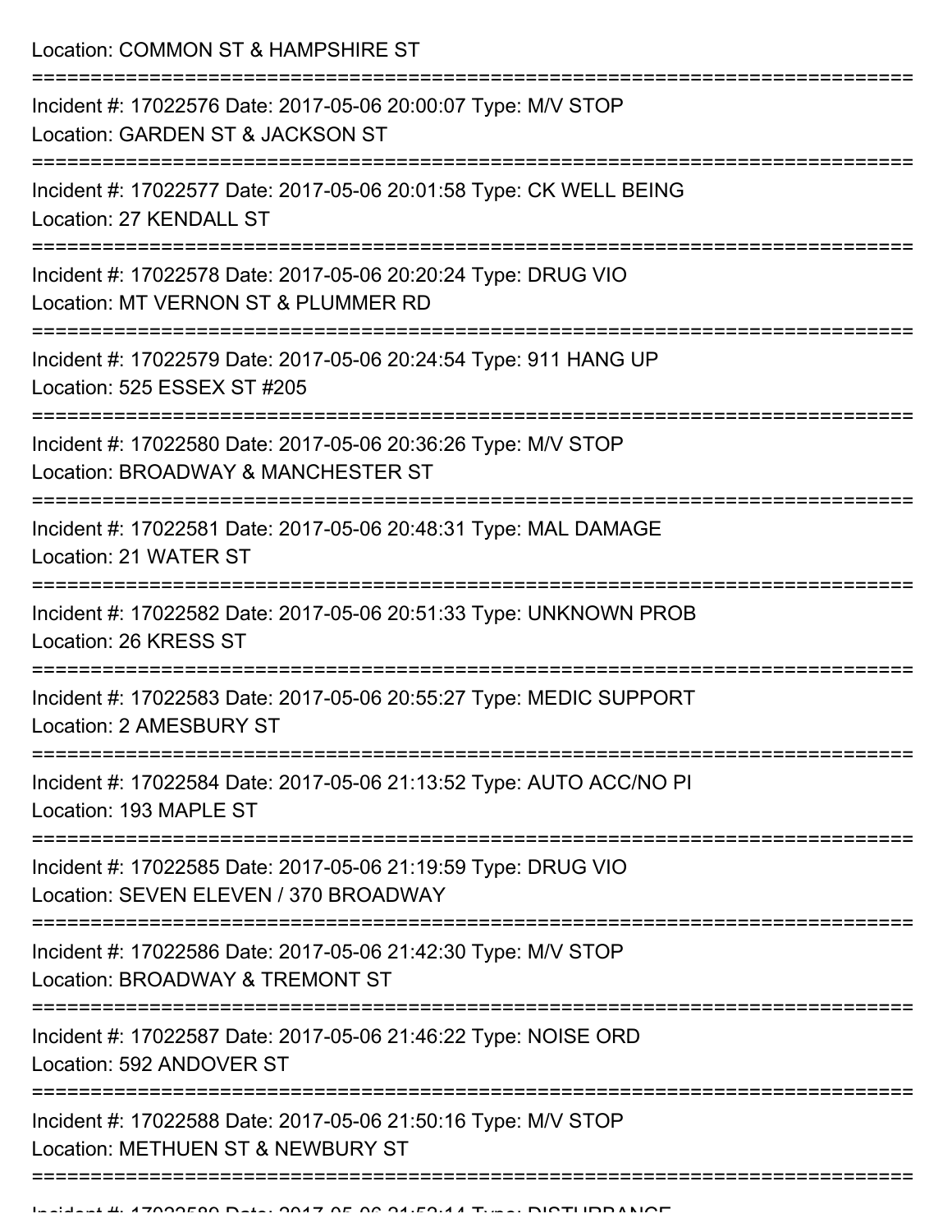Location: COMMON ST & HAMPSHIRE ST

===========================================================================

Incident #: 17022576 Date: 2017-05-06 20:00:07 Type: M/V STOP
Location: GARDEN ST & JACKSON ST

===========================================================================

Incident #: 17022577 Date: 2017-05-06 20:01:58 Type: CK WELL BEING
Location: 27 KENDALL ST

===========================================================================

Incident #: 17022578 Date: 2017-05-06 20:20:24 Type: DRUG VIO
Location: MT VERNON ST & PLUMMER RD

===========================================================================

Incident #: 17022579 Date: 2017-05-06 20:24:54 Type: 911 HANG UP
Location: 525 ESSEX ST #205

===========================================================================

Incident #: 17022580 Date: 2017-05-06 20:36:26 Type: M/V STOP
Location: BROADWAY & MANCHESTER ST

===========================================================================

Incident #: 17022581 Date: 2017-05-06 20:48:31 Type: MAL DAMAGE
Location: 21 WATER ST

===========================================================================

Incident #: 17022582 Date: 2017-05-06 20:51:33 Type: UNKNOWN PROB
Location: 26 KRESS ST

===========================================================================

Incident #: 17022583 Date: 2017-05-06 20:55:27 Type: MEDIC SUPPORT
Location: 2 AMESBURY ST

===========================================================================

Incident #: 17022584 Date: 2017-05-06 21:13:52 Type: AUTO ACC/NO PI
Location: 193 MAPLE ST

===========================================================================

Incident #: 17022585 Date: 2017-05-06 21:19:59 Type: DRUG VIO
Location: SEVEN ELEVEN / 370 BROADWAY

===========================================================================

Incident #: 17022586 Date: 2017-05-06 21:42:30 Type: M/V STOP
Location: BROADWAY & TREMONT ST

===========================================================================

Incident #: 17022587 Date: 2017-05-06 21:46:22 Type: NOISE ORD
Location: 592 ANDOVER ST

===========================================================================

Incident #: 17022588 Date: 2017-05-06 21:50:16 Type: M/V STOP
Location: METHUEN ST & NEWBURY ST

===========================================================================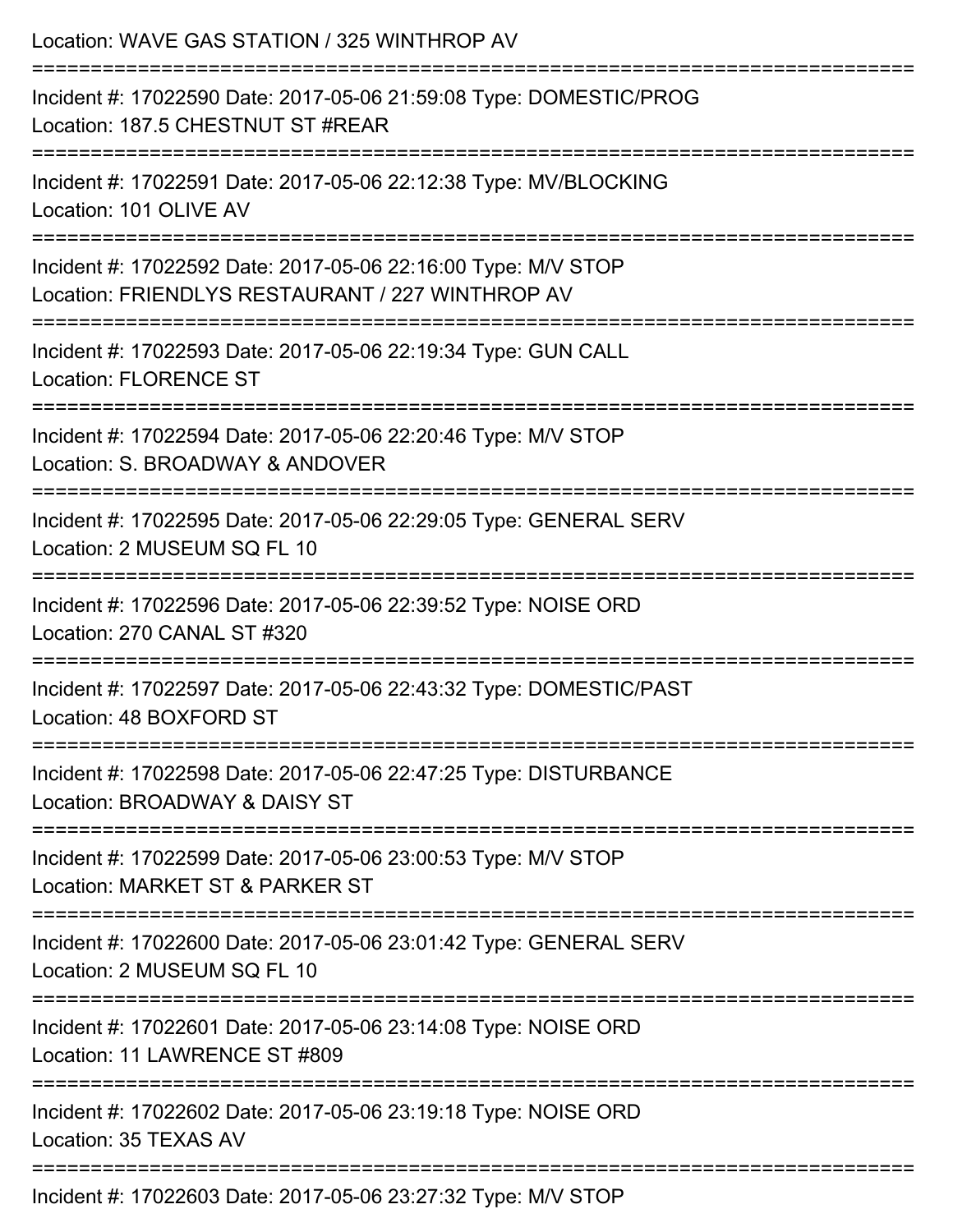Location: WAVE GAS STATION / 325 WINTHROP AV

===========================================================================

Incident #: 17022590 Date: 2017-05-06 21:59:08 Type: DOMESTIC/PROG
Location: 187.5 CHESTNUT ST #REAR

===========================================================================

Incident #: 17022591 Date: 2017-05-06 22:12:38 Type: MV/BLOCKING
Location: 101 OLIVE AV

===========================================================================

Incident #: 17022592 Date: 2017-05-06 22:16:00 Type: M/V STOP
Location: FRIENDLYS RESTAURANT / 227 WINTHROP AV

===========================================================================

Incident #: 17022593 Date: 2017-05-06 22:19:34 Type: GUN CALL
Location: FLORENCE ST

===========================================================================

Incident #: 17022594 Date: 2017-05-06 22:20:46 Type: M/V STOP
Location: S. BROADWAY & ANDOVER

===========================================================================

Incident #: 17022595 Date: 2017-05-06 22:29:05 Type: GENERAL SERV
Location: 2 MUSEUM SQ FL 10

===========================================================================

Incident #: 17022596 Date: 2017-05-06 22:39:52 Type: NOISE ORD
Location: 270 CANAL ST #320

===========================================================================

Incident #: 17022597 Date: 2017-05-06 22:43:32 Type: DOMESTIC/PAST
Location: 48 BOXFORD ST

===========================================================================

Incident #: 17022598 Date: 2017-05-06 22:47:25 Type: DISTURBANCE
Location: BROADWAY & DAISY ST

===========================================================================

Incident #: 17022599 Date: 2017-05-06 23:00:53 Type: M/V STOP
Location: MARKET ST & PARKER ST

===========================================================================

Incident #: 17022600 Date: 2017-05-06 23:01:42 Type: GENERAL SERV
Location: 2 MUSEUM SQ FL 10

===========================================================================

Incident #: 17022601 Date: 2017-05-06 23:14:08 Type: NOISE ORD
Location: 11 LAWRENCE ST #809

===========================================================================

Incident #: 17022602 Date: 2017-05-06 23:19:18 Type: NOISE ORD
Location: 35 TEXAS AV

===========================================================================

Incident #: 17022603 Date: 2017-05-06 23:27:32 Type: M/V STOP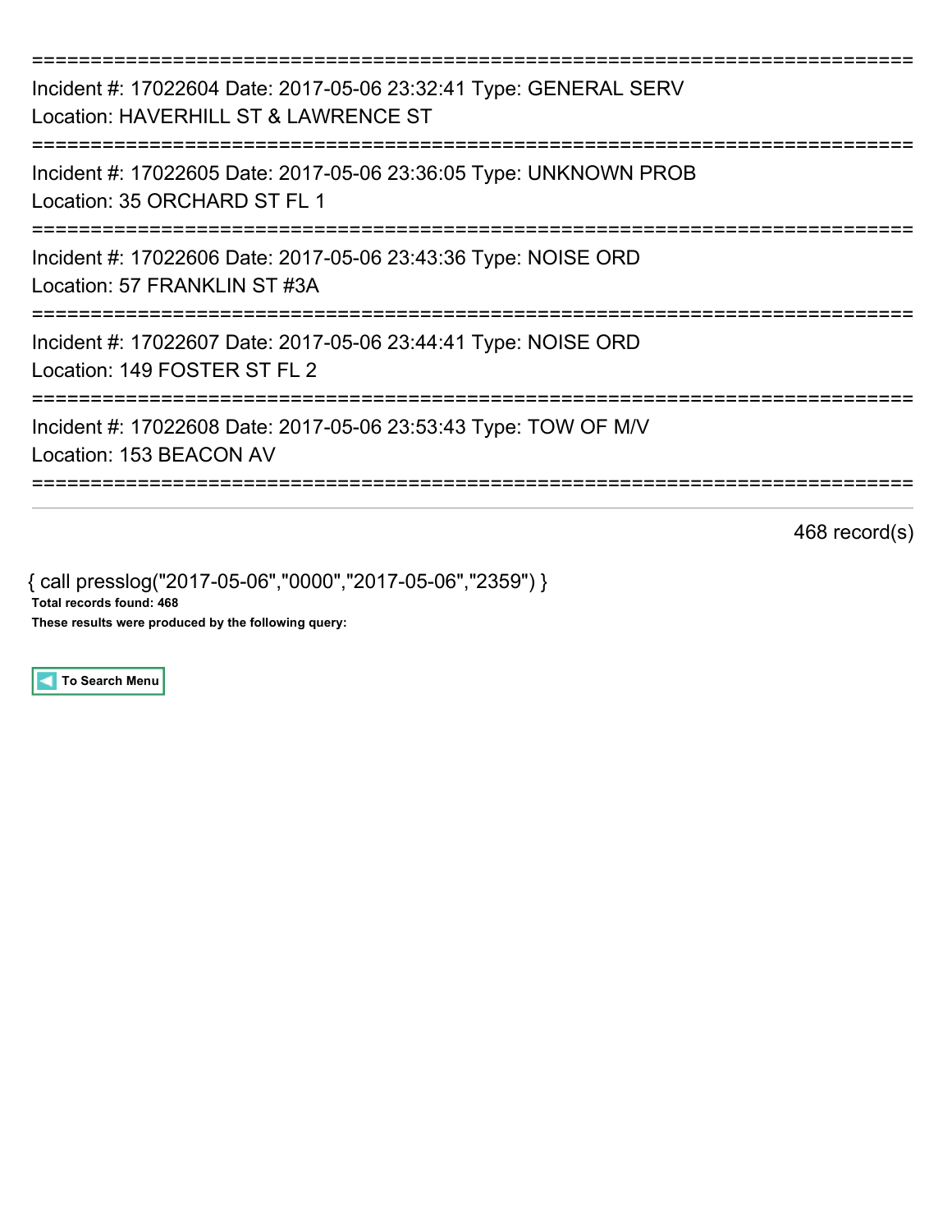===========================================================================

Incident #: 17022604 Date: 2017-05-06 23:32:41 Type: GENERAL SERV
Location: HAVERHILL ST & LAWRENCE ST

===========================================================================

Incident #: 17022605 Date: 2017-05-06 23:36:05 Type: UNKNOWN PROB
Location: 35 ORCHARD ST FL 1

===========================================================================

Incident #: 17022606 Date: 2017-05-06 23:43:36 Type: NOISE ORD
Location: 57 FRANKLIN ST #3A

===========================================================================

Incident #: 17022607 Date: 2017-05-06 23:44:41 Type: NOISE ORD
Location: 149 FOSTER ST FL 2

===========================================================================

Incident #: 17022608 Date: 2017-05-06 23:53:43 Type: TOW OF M/V
Location: 153 BEACON AV

===========================================================================

468 record(s)

{ call presslog("2017-05-06","0000","2017-05-06","2359") }

**Total records found: 468**

**These results were produced by the following query:**

To Search Menu